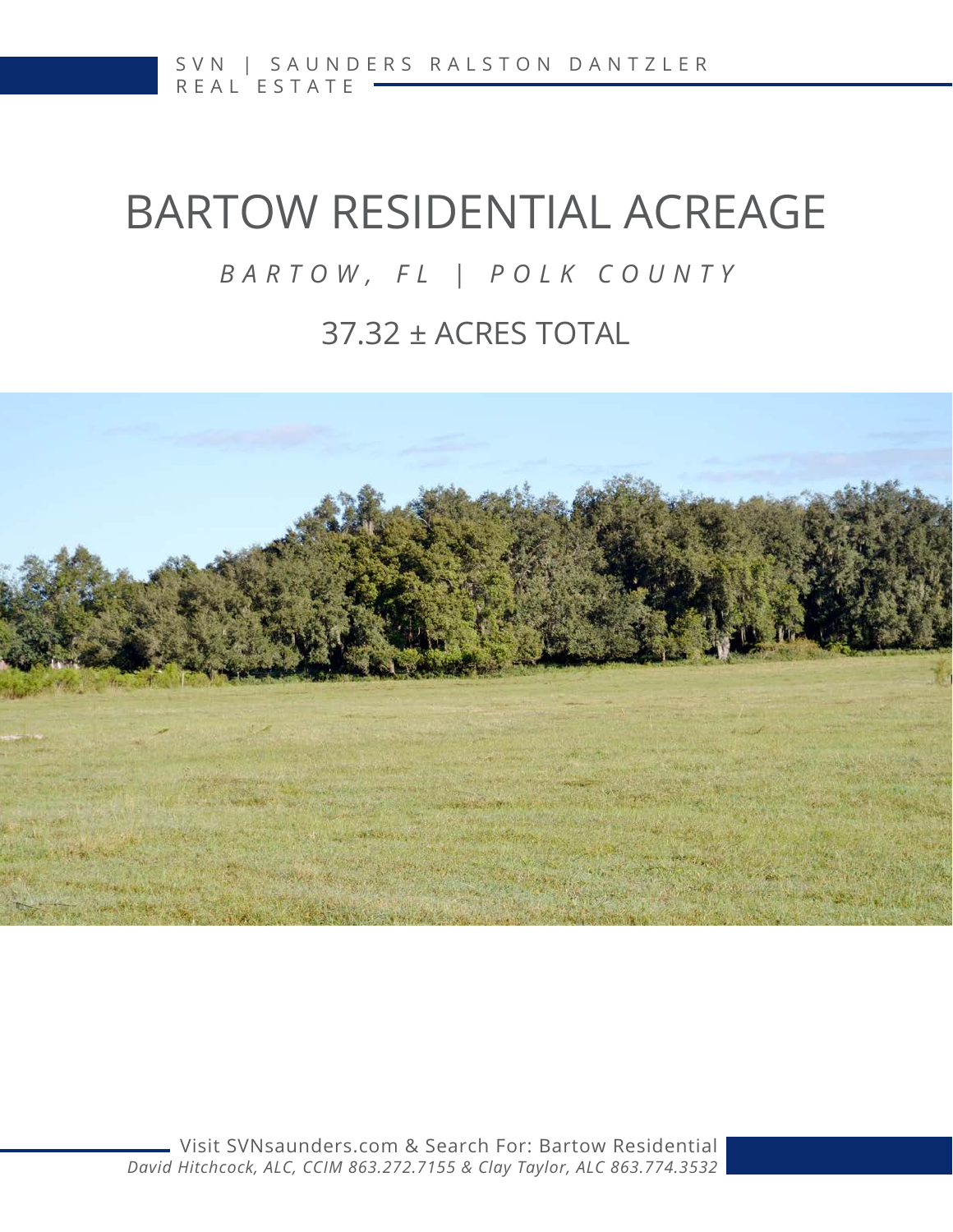SVN | SAUNDERS RALSTON DANTZLER REAL ESTATE

# BARTOW RESIDENTIAL ACREAGE

*BARTOW, FL | POLK COUNTY*

## 37.32 ± ACRES TOTAL

Visit SVNsaunders.com & Search For: Bartow Residential

*David Hitchcock, ALC, CCIM 863.272.7155 & Clay Taylor, ALC 863.774.3532*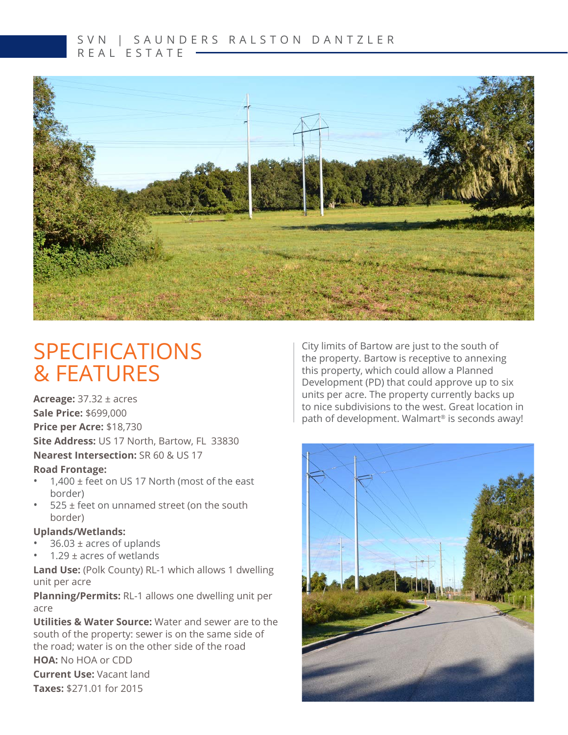# SPECIFICATIONS & FEATURES

**Acreage:** 37.32 ± acres

**Sale Price:** $699,000

**Price per Acre:** $18,730

**Site Address:** US 17 North, Bartow, FL 33830

**Nearest Intersection:** SR 60 & US 17

**Road Frontage:**

- 1,400 ± feet on US 17 North (most of the east border)
- 525 ± feet on unnamed street (on the south border)

**Uplands/Wetlands:**

- 36.03 ± acres of uplands
- 1.29 ± acres of wetlands

**Land Use:** (Polk County) RL-1 which allows 1 dwelling unit per acre

**Planning/Permits:** RL-1 allows one dwelling unit per acre

**Utilities & Water Source:** Water and sewer are to the south of the property: sewer is on the same side of the road; water is on the other side of the road

**HOA:** No HOA or CDD

**Current Use:** Vacant land

**Taxes:** $271.01 for 2015

City limits of Bartow are just to the south of the property. Bartow is receptive to annexing this property, which could allow a Planned Development (PD) that could approve up to six units per acre. The property currently backs up to nice subdivisions to the west. Great location in path of development. Walmart® is seconds away!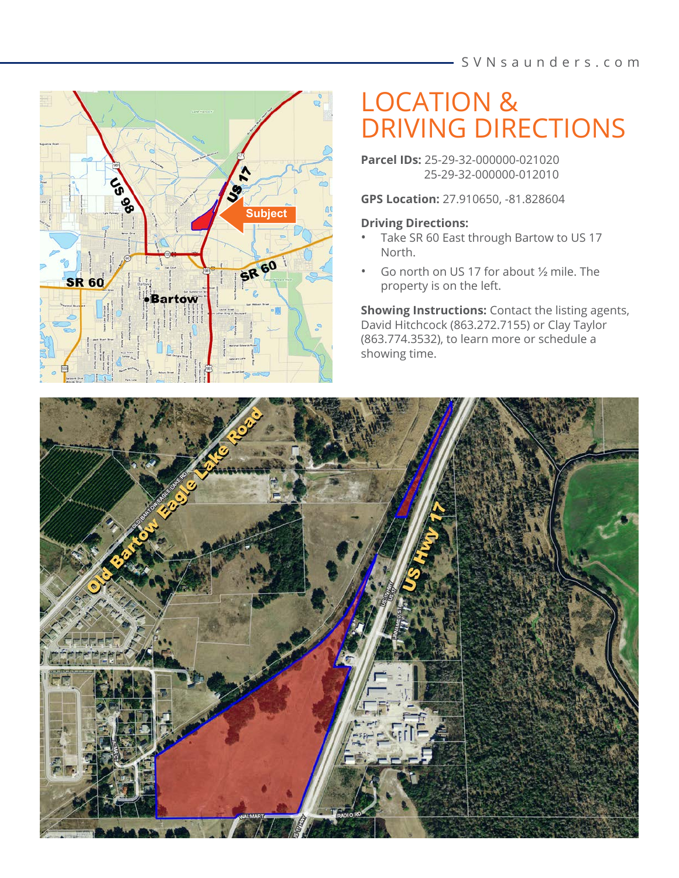# LOCATION & DRIVING DIRECTIONS

**Parcel IDs:** 25-29-32-000000-021020
25-29-32-000000-012010

**GPS Location:** 27.910650, -81.828604

**Driving Directions:**

- Take SR 60 East through Bartow to US 17 North.
- Go north on US 17 for about ½ mile. The property is on the left.

**Showing Instructions:** Contact the listing agents, David Hitchcock (863.272.7155) or Clay Taylor (863.774.3532), to learn more or schedule a showing time.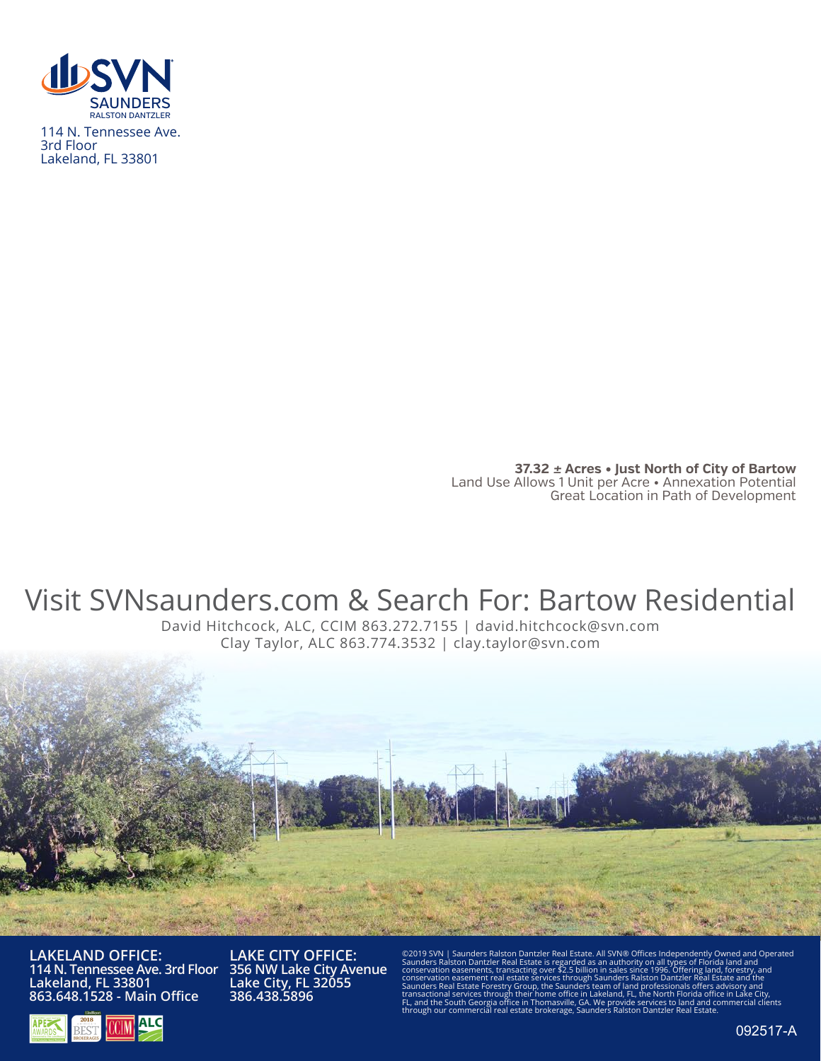SVN SAUNDERS RALSTON DANTZLER

114 N. Tennessee Ave.
3rd Floor
Lakeland, FL 33801

**37.32 ± Acres • Just North of City of Bartow**
Land Use Allows 1 Unit per Acre • Annexation Potential
Great Location in Path of Development

## Visit SVNsaunders.com & Search For: Bartow Residential

David Hitchcock, ALC, CCIM 863.272.7155 | david.hitchcock@svn.com
Clay Taylor, ALC 863.774.3532 | clay.taylor@svn.com

**LAKELAND OFFICE:**
**114 N. Tennessee Ave. 3rd Floor**
**Lakeland, FL 33801**
**863.648.1528 - Main Office**

**LAKE CITY OFFICE:**
**356 NW Lake City Avenue**
**Lake City, FL 32055**
**386.438.5896**

©2019 SVN | Saunders Ralston Dantzler Real Estate. All SVN® Offices Independently Owned and Operated
Saunders Ralston Dantzler Real Estate is regarded as an authority on all types of Florida land and conservation easements, transacting over $2.5 billion in sales since 1996. Offering land, forestry, and conservation easement real estate services through Saunders Ralston Dantzler Real Estate and the Saunders Real Estate Forestry Group, the Saunders team of land professionals offers advisory and transactional services through their home office in Lakeland, FL, the North Florida office in Lake City, FL, and the South Georgia office in Thomasville, GA. We provide services to land and commercial clients through our commercial real estate brokerage, Saunders Ralston Dantzler Real Estate.

092517-A